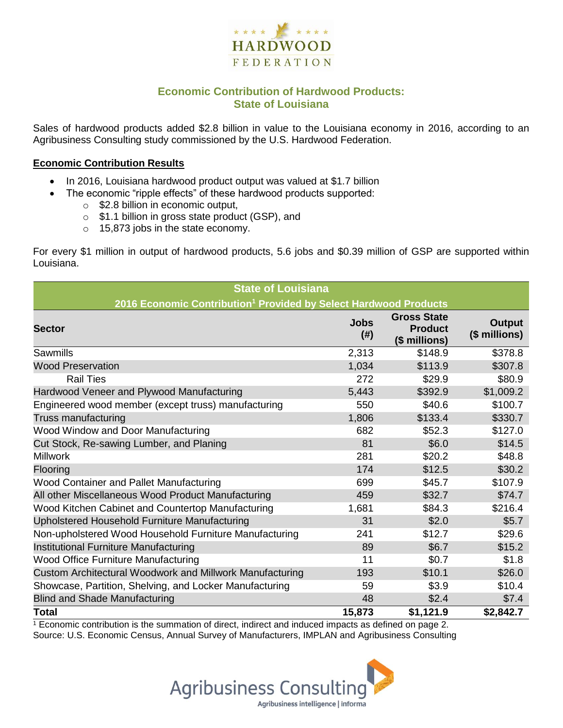HARDWOOD FEDERATION

## Economic Contribution of Hardwood Products: State of Louisiana

Sales of hardwood products added $2.8 billion in value to the Louisiana economy in 2016, according to an Agribusiness Consulting study commissioned by the U.S. Hardwood Federation.

### Economic Contribution Results

- In 2016, Louisiana hardwood product output was valued at $1.7 billion
- The economic "ripple effects" of these hardwood products supported:
  - $2.8 billion in economic output,
  - $1.1 billion in gross state product (GSP), and
  - 15,873 jobs in the state economy.

For every $1 million in output of hardwood products, 5.6 jobs and $0.39 million of GSP are supported within Louisiana.

**State of Louisiana**
**2016 Economic Contribution[1] Provided by Select Hardwood Products**

| Sector | Jobs (#) | Gross State Product ($ millions) | Output ($ millions) |
|---|---|---|---|
| Sawmills | 2,313 | $148.9 | $378.8 |
| Wood Preservation | 1,034 | $113.9 | $307.8 |
| Rail Ties | 272 | $29.9 | $80.9 |
| Hardwood Veneer and Plywood Manufacturing | 5,443 | $392.9 | $1,009.2 |
| Engineered wood member (except truss) manufacturing | 550 | $40.6 | $100.7 |
| Truss manufacturing | 1,806 | $133.4 | $330.7 |
| Wood Window and Door Manufacturing | 682 | $52.3 | $127.0 |
| Cut Stock, Re-sawing Lumber, and Planing | 81 | $6.0 | $14.5 |
| Millwork | 281 | $20.2 | $48.8 |
| Flooring | 174 | $12.5 | $30.2 |
| Wood Container and Pallet Manufacturing | 699 | $45.7 | $107.9 |
| All other Miscellaneous Wood Product Manufacturing | 459 | $32.7 | $74.7 |
| Wood Kitchen Cabinet and Countertop Manufacturing | 1,681 | $84.3 | $216.4 |
| Upholstered Household Furniture Manufacturing | 31 | $2.0 | $5.7 |
| Non-upholstered Wood Household Furniture Manufacturing | 241 | $12.7 | $29.6 |
| Institutional Furniture Manufacturing | 89 | $6.7 | $15.2 |
| Wood Office Furniture Manufacturing | 11 | $0.7 | $1.8 |
| Custom Architectural Woodwork and Millwork Manufacturing | 193 | $10.1 | $26.0 |
| Showcase, Partition, Shelving, and Locker Manufacturing | 59 | $3.9 | $10.4 |
| Blind and Shade Manufacturing | 48 | $2.4 | $7.4 |
| **Total** | **15,873** | **$1,121.9** | **$2,842.7** |

[1] Economic contribution is the summation of direct, indirect and induced impacts as defined on page 2.
Source: U.S. Economic Census, Annual Survey of Manufacturers, IMPLAN and Agribusiness Consulting

Agribusiness Consulting
Agribusiness intelligence | informa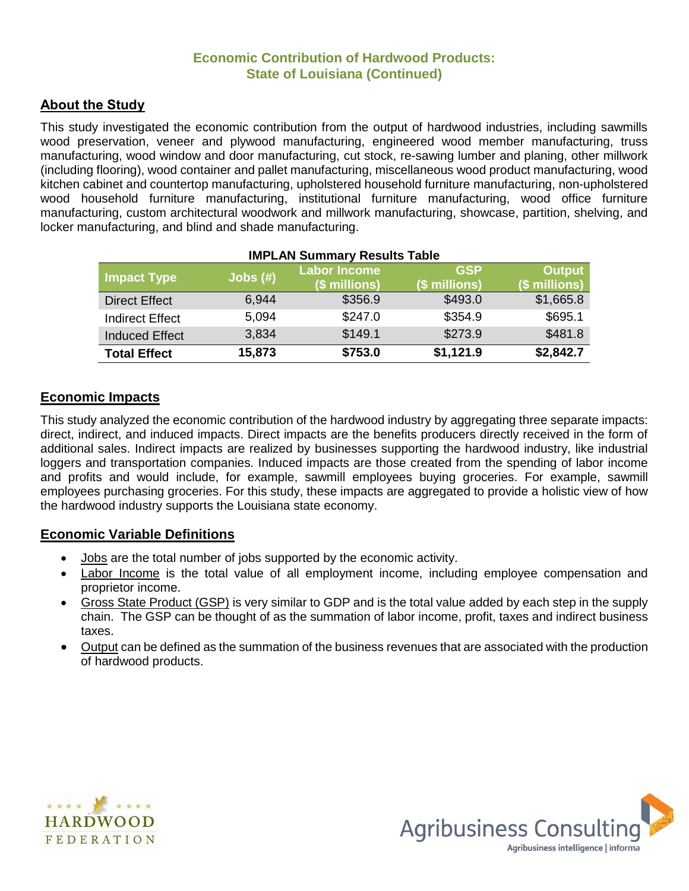**Economic Contribution of Hardwood Products: State of Louisiana (Continued)**

## About the Study

This study investigated the economic contribution from the output of hardwood industries, including sawmills wood preservation, veneer and plywood manufacturing, engineered wood member manufacturing, truss manufacturing, wood window and door manufacturing, cut stock, re-sawing lumber and planing, other millwork (including flooring), wood container and pallet manufacturing, miscellaneous wood product manufacturing, wood kitchen cabinet and countertop manufacturing, upholstered household furniture manufacturing, non-upholstered wood household furniture manufacturing, institutional furniture manufacturing, wood office furniture manufacturing, custom architectural woodwork and millwork manufacturing, showcase, partition, shelving, and locker manufacturing, and blind and shade manufacturing.

**IMPLAN Summary Results Table**

| Impact Type | Jobs (#) | Labor Income ($ millions) | GSP ($ millions) | Output ($ millions) |
|---|---|---|---|---|
| Direct Effect | 6,944 | $356.9 | $493.0 | $1,665.8 |
| Indirect Effect | 5,094 | $247.0 | $354.9 | $695.1 |
| Induced Effect | 3,834 | $149.1 | $273.9 | $481.8 |
| **Total Effect** | **15,873** | **$753.0** | **$1,121.9** | **$2,842.7** |

## Economic Impacts

This study analyzed the economic contribution of the hardwood industry by aggregating three separate impacts: direct, indirect, and induced impacts. Direct impacts are the benefits producers directly received in the form of additional sales. Indirect impacts are realized by businesses supporting the hardwood industry, like industrial loggers and transportation companies. Induced impacts are those created from the spending of labor income and profits and would include, for example, sawmill employees buying groceries. For example, sawmill employees purchasing groceries. For this study, these impacts are aggregated to provide a holistic view of how the hardwood industry supports the Louisiana state economy.

## Economic Variable Definitions

- Jobs are the total number of jobs supported by the economic activity.
- Labor Income is the total value of all employment income, including employee compensation and proprietor income.
- Gross State Product (GSP) is very similar to GDP and is the total value added by each step in the supply chain. The GSP can be thought of as the summation of labor income, profit, taxes and indirect business taxes.
- Output can be defined as the summation of the business revenues that are associated with the production of hardwood products.

HARDWOOD FEDERATION

Agribusiness Consulting
Agribusiness intelligence | informa